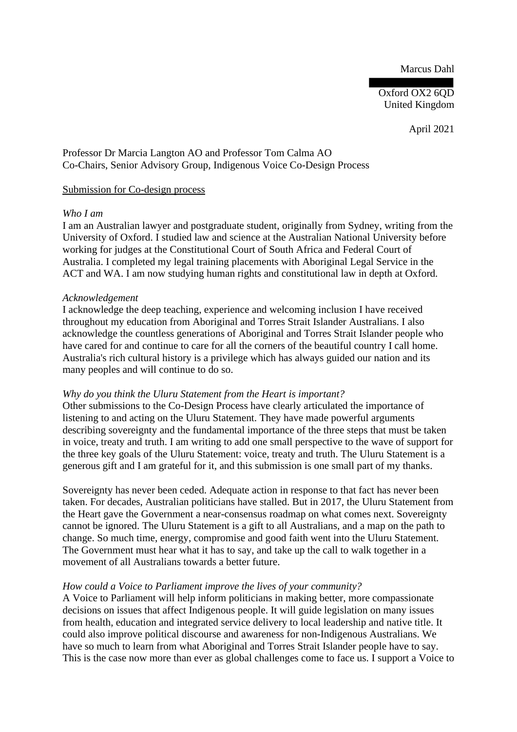Marcus Dahl
█████████
Oxford OX2 6QD
United Kingdom

April 2021

Professor Dr Marcia Langton AO and Professor Tom Calma AO
Co-Chairs, Senior Advisory Group, Indigenous Voice Co-Design Process

<u>Submission for Co-design process</u>

*Who I am*
I am an Australian lawyer and postgraduate student, originally from Sydney, writing from the University of Oxford. I studied law and science at the Australian National University before working for judges at the Constitutional Court of South Africa and Federal Court of Australia. I completed my legal training placements with Aboriginal Legal Service in the ACT and WA. I am now studying human rights and constitutional law in depth at Oxford.

*Acknowledgement*
I acknowledge the deep teaching, experience and welcoming inclusion I have received throughout my education from Aboriginal and Torres Strait Islander Australians. I also acknowledge the countless generations of Aboriginal and Torres Strait Islander people who have cared for and continue to care for all the corners of the beautiful country I call home. Australia's rich cultural history is a privilege which has always guided our nation and its many peoples and will continue to do so.

*Why do you think the Uluru Statement from the Heart is important?*
Other submissions to the Co-Design Process have clearly articulated the importance of listening to and acting on the Uluru Statement. They have made powerful arguments describing sovereignty and the fundamental importance of the three steps that must be taken in voice, treaty and truth. I am writing to add one small perspective to the wave of support for the three key goals of the Uluru Statement: voice, treaty and truth. The Uluru Statement is a generous gift and I am grateful for it, and this submission is one small part of my thanks.

Sovereignty has never been ceded. Adequate action in response to that fact has never been taken. For decades, Australian politicians have stalled. But in 2017, the Uluru Statement from the Heart gave the Government a near-consensus roadmap on what comes next. Sovereignty cannot be ignored. The Uluru Statement is a gift to all Australians, and a map on the path to change. So much time, energy, compromise and good faith went into the Uluru Statement. The Government must hear what it has to say, and take up the call to walk together in a movement of all Australians towards a better future.

*How could a Voice to Parliament improve the lives of your community?*
A Voice to Parliament will help inform politicians in making better, more compassionate decisions on issues that affect Indigenous people. It will guide legislation on many issues from health, education and integrated service delivery to local leadership and native title. It could also improve political discourse and awareness for non-Indigenous Australians. We have so much to learn from what Aboriginal and Torres Strait Islander people have to say. This is the case now more than ever as global challenges come to face us. I support a Voice to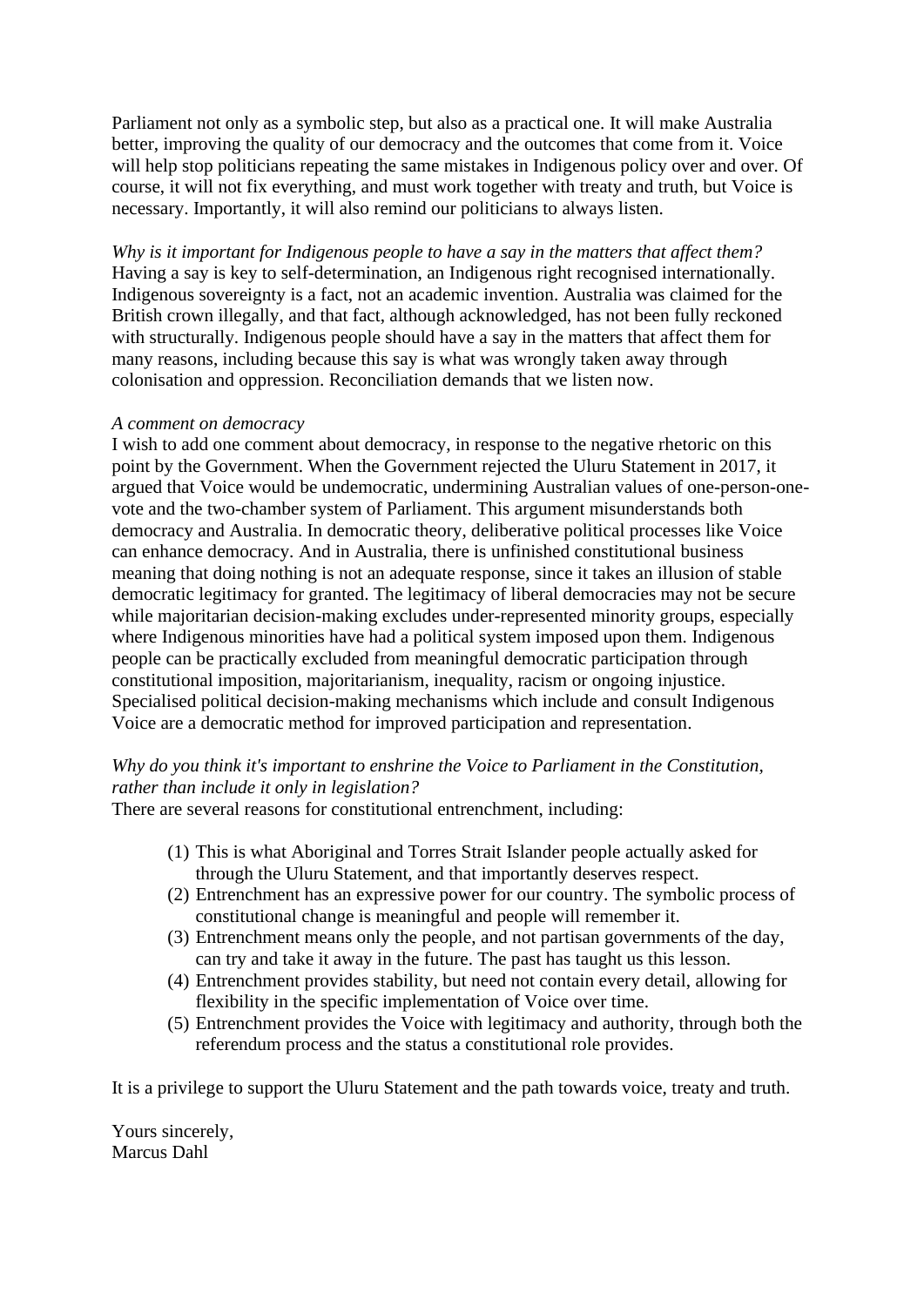Parliament not only as a symbolic step, but also as a practical one. It will make Australia better, improving the quality of our democracy and the outcomes that come from it. Voice will help stop politicians repeating the same mistakes in Indigenous policy over and over. Of course, it will not fix everything, and must work together with treaty and truth, but Voice is necessary. Importantly, it will also remind our politicians to always listen.

*Why is it important for Indigenous people to have a say in the matters that affect them?*
Having a say is key to self-determination, an Indigenous right recognised internationally. Indigenous sovereignty is a fact, not an academic invention. Australia was claimed for the British crown illegally, and that fact, although acknowledged, has not been fully reckoned with structurally. Indigenous people should have a say in the matters that affect them for many reasons, including because this say is what was wrongly taken away through colonisation and oppression. Reconciliation demands that we listen now.

*A comment on democracy*
I wish to add one comment about democracy, in response to the negative rhetoric on this point by the Government. When the Government rejected the Uluru Statement in 2017, it argued that Voice would be undemocratic, undermining Australian values of one-person-one-vote and the two-chamber system of Parliament. This argument misunderstands both democracy and Australia. In democratic theory, deliberative political processes like Voice can enhance democracy. And in Australia, there is unfinished constitutional business meaning that doing nothing is not an adequate response, since it takes an illusion of stable democratic legitimacy for granted. The legitimacy of liberal democracies may not be secure while majoritarian decision-making excludes under-represented minority groups, especially where Indigenous minorities have had a political system imposed upon them. Indigenous people can be practically excluded from meaningful democratic participation through constitutional imposition, majoritarianism, inequality, racism or ongoing injustice. Specialised political decision-making mechanisms which include and consult Indigenous Voice are a democratic method for improved participation and representation.

*Why do you think it's important to enshrine the Voice to Parliament in the Constitution, rather than include it only in legislation?*
There are several reasons for constitutional entrenchment, including:

(1) This is what Aboriginal and Torres Strait Islander people actually asked for through the Uluru Statement, and that importantly deserves respect.
(2) Entrenchment has an expressive power for our country. The symbolic process of constitutional change is meaningful and people will remember it.
(3) Entrenchment means only the people, and not partisan governments of the day, can try and take it away in the future. The past has taught us this lesson.
(4) Entrenchment provides stability, but need not contain every detail, allowing for flexibility in the specific implementation of Voice over time.
(5) Entrenchment provides the Voice with legitimacy and authority, through both the referendum process and the status a constitutional role provides.

It is a privilege to support the Uluru Statement and the path towards voice, treaty and truth.

Yours sincerely,
Marcus Dahl